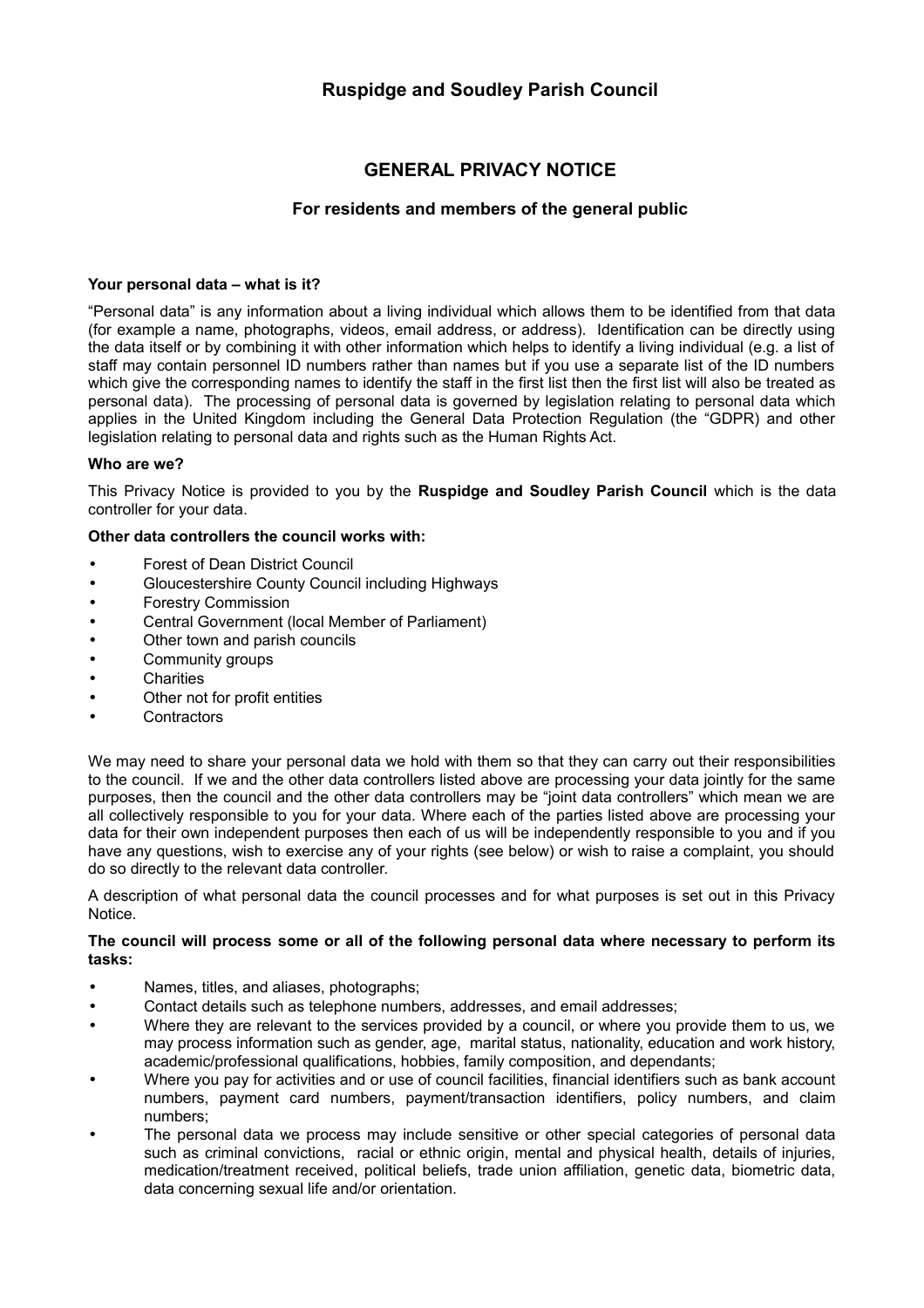# Ruspidge and Soudley Parish Council

## GENERAL PRIVACY NOTICE

### For residents and members of the general public

**Your personal data – what is it?**

"Personal data" is any information about a living individual which allows them to be identified from that data (for example a name, photographs, videos, email address, or address). Identification can be directly using the data itself or by combining it with other information which helps to identify a living individual (e.g. a list of staff may contain personnel ID numbers rather than names but if you use a separate list of the ID numbers which give the corresponding names to identify the staff in the first list then the first list will also be treated as personal data). The processing of personal data is governed by legislation relating to personal data which applies in the United Kingdom including the General Data Protection Regulation (the "GDPR) and other legislation relating to personal data and rights such as the Human Rights Act.

**Who are we?**

This Privacy Notice is provided to you by the **Ruspidge and Soudley Parish Council** which is the data controller for your data.

**Other data controllers the council works with:**

- Forest of Dean District Council
- Gloucestershire County Council including Highways
- Forestry Commission
- Central Government (local Member of Parliament)
- Other town and parish councils
- Community groups
- Charities
- Other not for profit entities
- Contractors

We may need to share your personal data we hold with them so that they can carry out their responsibilities to the council. If we and the other data controllers listed above are processing your data jointly for the same purposes, then the council and the other data controllers may be "joint data controllers" which mean we are all collectively responsible to you for your data. Where each of the parties listed above are processing your data for their own independent purposes then each of us will be independently responsible to you and if you have any questions, wish to exercise any of your rights (see below) or wish to raise a complaint, you should do so directly to the relevant data controller.

A description of what personal data the council processes and for what purposes is set out in this Privacy Notice.

**The council will process some or all of the following personal data where necessary to perform its tasks:**

- Names, titles, and aliases, photographs;
- Contact details such as telephone numbers, addresses, and email addresses;
- Where they are relevant to the services provided by a council, or where you provide them to us, we may process information such as gender, age, marital status, nationality, education and work history, academic/professional qualifications, hobbies, family composition, and dependants;
- Where you pay for activities and or use of council facilities, financial identifiers such as bank account numbers, payment card numbers, payment/transaction identifiers, policy numbers, and claim numbers;
- The personal data we process may include sensitive or other special categories of personal data such as criminal convictions, racial or ethnic origin, mental and physical health, details of injuries, medication/treatment received, political beliefs, trade union affiliation, genetic data, biometric data, data concerning sexual life and/or orientation.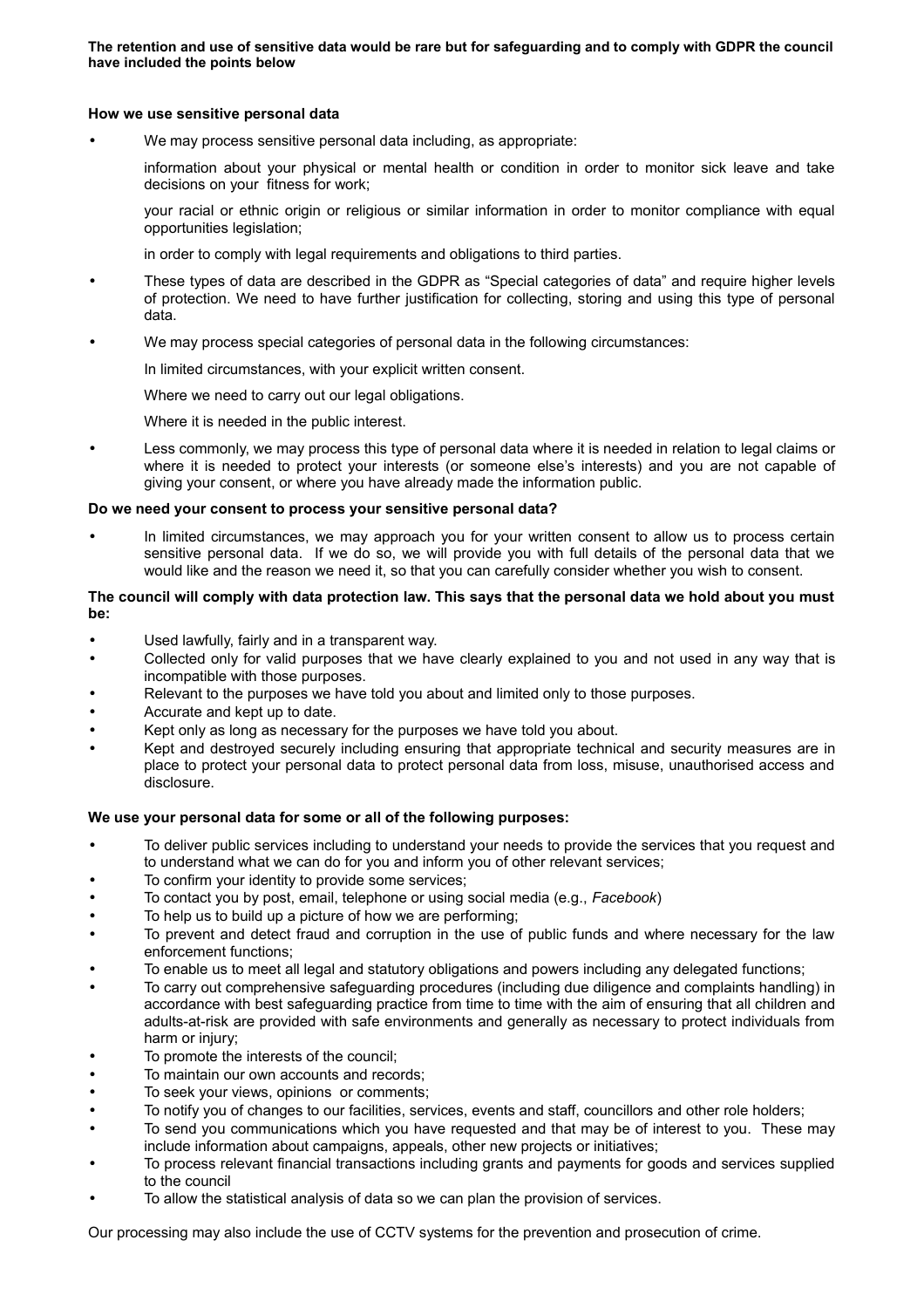**The retention and use of sensitive data would be rare but for safeguarding and to comply with GDPR the council have included the points below**

**How we use sensitive personal data**

- We may process sensitive personal data including, as appropriate:

  information about your physical or mental health or condition in order to monitor sick leave and take decisions on your fitness for work;

  your racial or ethnic origin or religious or similar information in order to monitor compliance with equal opportunities legislation;

  in order to comply with legal requirements and obligations to third parties.

- These types of data are described in the GDPR as "Special categories of data" and require higher levels of protection. We need to have further justification for collecting, storing and using this type of personal data.

- We may process special categories of personal data in the following circumstances:

  In limited circumstances, with your explicit written consent.

  Where we need to carry out our legal obligations.

  Where it is needed in the public interest.

- Less commonly, we may process this type of personal data where it is needed in relation to legal claims or where it is needed to protect your interests (or someone else's interests) and you are not capable of giving your consent, or where you have already made the information public.

**Do we need your consent to process your sensitive personal data?**

- In limited circumstances, we may approach you for your written consent to allow us to process certain sensitive personal data. If we do so, we will provide you with full details of the personal data that we would like and the reason we need it, so that you can carefully consider whether you wish to consent.

**The council will comply with data protection law. This says that the personal data we hold about you must be:**

- Used lawfully, fairly and in a transparent way.
- Collected only for valid purposes that we have clearly explained to you and not used in any way that is incompatible with those purposes.
- Relevant to the purposes we have told you about and limited only to those purposes.
- Accurate and kept up to date.
- Kept only as long as necessary for the purposes we have told you about.
- Kept and destroyed securely including ensuring that appropriate technical and security measures are in place to protect your personal data to protect personal data from loss, misuse, unauthorised access and disclosure.

**We use your personal data for some or all of the following purposes:**

- To deliver public services including to understand your needs to provide the services that you request and to understand what we can do for you and inform you of other relevant services;
- To confirm your identity to provide some services;
- To contact you by post, email, telephone or using social media (e.g., *Facebook*)
- To help us to build up a picture of how we are performing;
- To prevent and detect fraud and corruption in the use of public funds and where necessary for the law enforcement functions;
- To enable us to meet all legal and statutory obligations and powers including any delegated functions;
- To carry out comprehensive safeguarding procedures (including due diligence and complaints handling) in accordance with best safeguarding practice from time to time with the aim of ensuring that all children and adults-at-risk are provided with safe environments and generally as necessary to protect individuals from harm or injury;
- To promote the interests of the council;
- To maintain our own accounts and records;
- To seek your views, opinions or comments;
- To notify you of changes to our facilities, services, events and staff, councillors and other role holders;
- To send you communications which you have requested and that may be of interest to you. These may include information about campaigns, appeals, other new projects or initiatives;
- To process relevant financial transactions including grants and payments for goods and services supplied to the council
- To allow the statistical analysis of data so we can plan the provision of services.

Our processing may also include the use of CCTV systems for the prevention and prosecution of crime.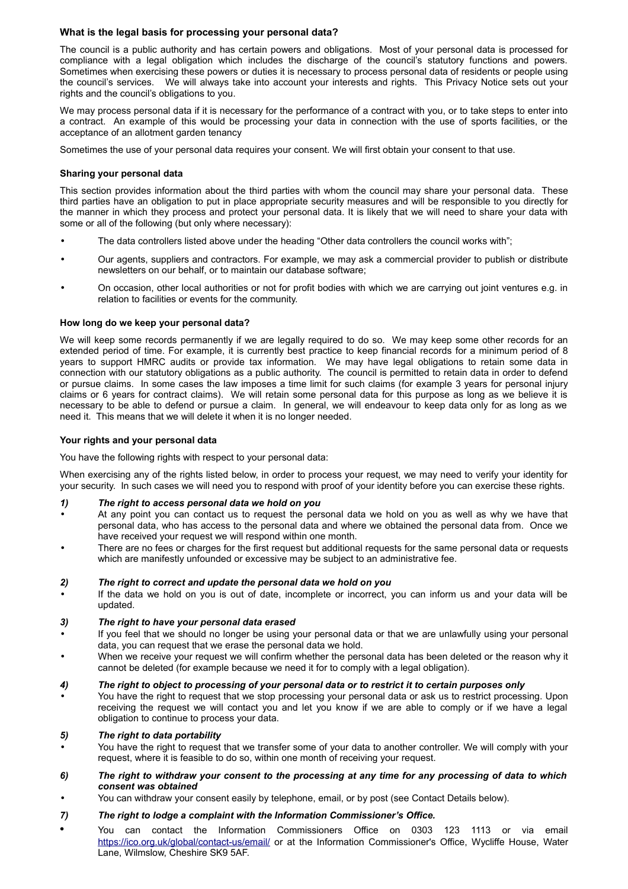### What is the legal basis for processing your personal data?

The council is a public authority and has certain powers and obligations. Most of your personal data is processed for compliance with a legal obligation which includes the discharge of the council's statutory functions and powers. Sometimes when exercising these powers or duties it is necessary to process personal data of residents or people using the council's services. We will always take into account your interests and rights. This Privacy Notice sets out your rights and the council's obligations to you.

We may process personal data if it is necessary for the performance of a contract with you, or to take steps to enter into a contract. An example of this would be processing your data in connection with the use of sports facilities, or the acceptance of an allotment garden tenancy

Sometimes the use of your personal data requires your consent. We will first obtain your consent to that use.

### Sharing your personal data

This section provides information about the third parties with whom the council may share your personal data. These third parties have an obligation to put in place appropriate security measures and will be responsible to you directly for the manner in which they process and protect your personal data. It is likely that we will need to share your data with some or all of the following (but only where necessary):

- The data controllers listed above under the heading "Other data controllers the council works with";
- Our agents, suppliers and contractors. For example, we may ask a commercial provider to publish or distribute newsletters on our behalf, or to maintain our database software;
- On occasion, other local authorities or not for profit bodies with which we are carrying out joint ventures e.g. in relation to facilities or events for the community.

### How long do we keep your personal data?

We will keep some records permanently if we are legally required to do so. We may keep some other records for an extended period of time. For example, it is currently best practice to keep financial records for a minimum period of 8 years to support HMRC audits or provide tax information. We may have legal obligations to retain some data in connection with our statutory obligations as a public authority. The council is permitted to retain data in order to defend or pursue claims. In some cases the law imposes a time limit for such claims (for example 3 years for personal injury claims or 6 years for contract claims). We will retain some personal data for this purpose as long as we believe it is necessary to be able to defend or pursue a claim. In general, we will endeavour to keep data only for as long as we need it. This means that we will delete it when it is no longer needed.

### Your rights and your personal data

You have the following rights with respect to your personal data:

When exercising any of the rights listed below, in order to process your request, we may need to verify your identity for your security. In such cases we will need you to respond with proof of your identity before you can exercise these rights.

***1) The right to access personal data we hold on you***

- At any point you can contact us to request the personal data we hold on you as well as why we have that personal data, who has access to the personal data and where we obtained the personal data from. Once we have received your request we will respond within one month.
- There are no fees or charges for the first request but additional requests for the same personal data or requests which are manifestly unfounded or excessive may be subject to an administrative fee.

***2) The right to correct and update the personal data we hold on you***

- If the data we hold on you is out of date, incomplete or incorrect, you can inform us and your data will be updated.

***3) The right to have your personal data erased***

- If you feel that we should no longer be using your personal data or that we are unlawfully using your personal data, you can request that we erase the personal data we hold.
- When we receive your request we will confirm whether the personal data has been deleted or the reason why it cannot be deleted (for example because we need it for to comply with a legal obligation).

***4) The right to object to processing of your personal data or to restrict it to certain purposes only***

- You have the right to request that we stop processing your personal data or ask us to restrict processing. Upon receiving the request we will contact you and let you know if we are able to comply or if we have a legal obligation to continue to process your data.

***5) The right to data portability***

- You have the right to request that we transfer some of your data to another controller. We will comply with your request, where it is feasible to do so, within one month of receiving your request.

***6) The right to withdraw your consent to the processing at any time for any processing of data to which consent was obtained***

- You can withdraw your consent easily by telephone, email, or by post (see Contact Details below).

***7) The right to lodge a complaint with the Information Commissioner's Office.***

- You can contact the Information Commissioners Office on 0303 123 1113 or via email https://ico.org.uk/global/contact-us/email/ or at the Information Commissioner's Office, Wycliffe House, Water Lane, Wilmslow, Cheshire SK9 5AF.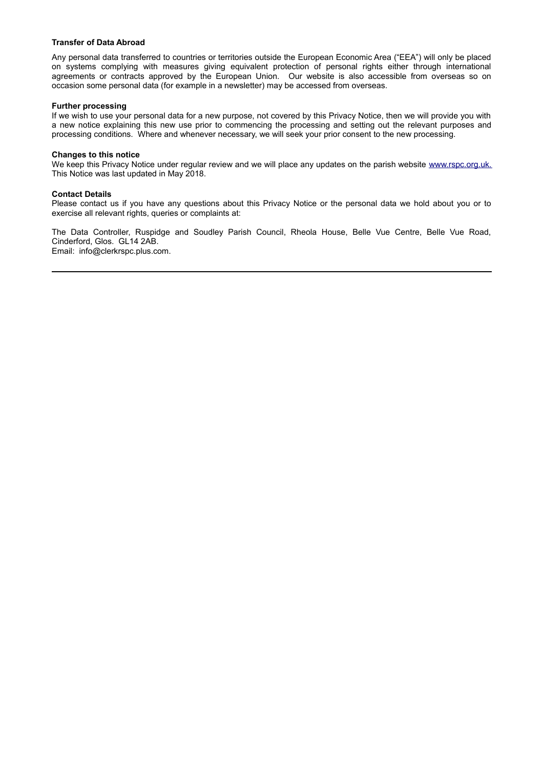**Transfer of Data Abroad**

Any personal data transferred to countries or territories outside the European Economic Area ("EEA") will only be placed on systems complying with measures giving equivalent protection of personal rights either through international agreements or contracts approved by the European Union. Our website is also accessible from overseas so on occasion some personal data (for example in a newsletter) may be accessed from overseas.

**Further processing**

If we wish to use your personal data for a new purpose, not covered by this Privacy Notice, then we will provide you with a new notice explaining this new use prior to commencing the processing and setting out the relevant purposes and processing conditions. Where and whenever necessary, we will seek your prior consent to the new processing.

**Changes to this notice**

We keep this Privacy Notice under regular review and we will place any updates on the parish website www.rspc.org.uk. This Notice was last updated in May 2018.

**Contact Details**

Please contact us if you have any questions about this Privacy Notice or the personal data we hold about you or to exercise all relevant rights, queries or complaints at:

The Data Controller, Ruspidge and Soudley Parish Council, Rheola House, Belle Vue Centre, Belle Vue Road, Cinderford, Glos. GL14 2AB.
Email: info@clerkrspc.plus.com.